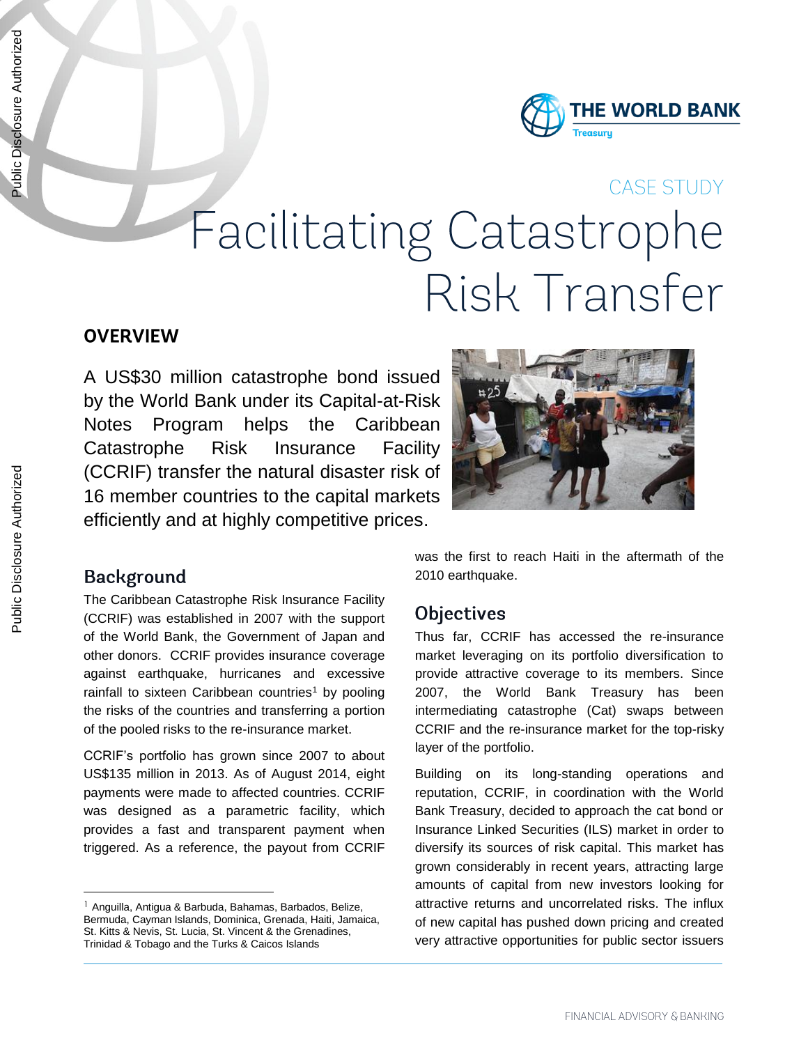CASE STUDY

# Facilitating Catastrophe Risk Transfer

## OVERVIEW

A US$30 million catastrophe bond issued by the World Bank under its Capital-at-Risk Notes Program helps the Caribbean Catastrophe Risk Insurance Facility (CCRIF) transfer the natural disaster risk of 16 member countries to the capital markets efficiently and at highly competitive prices.

## Background

The Caribbean Catastrophe Risk Insurance Facility (CCRIF) was established in 2007 with the support of the World Bank, the Government of Japan and other donors. CCRIF provides insurance coverage against earthquake, hurricanes and excessive rainfall to sixteen Caribbean countries[1] by pooling the risks of the countries and transferring a portion of the pooled risks to the re-insurance market.

CCRIF's portfolio has grown since 2007 to about US$135 million in 2013. As of August 2014, eight payments were made to affected countries. CCRIF was designed as a parametric facility, which provides a fast and transparent payment when triggered. As a reference, the payout from CCRIF was the first to reach Haiti in the aftermath of the 2010 earthquake.

## Objectives

Thus far, CCRIF has accessed the re-insurance market leveraging on its portfolio diversification to provide attractive coverage to its members. Since 2007, the World Bank Treasury has been intermediating catastrophe (Cat) swaps between CCRIF and the re-insurance market for the top-risky layer of the portfolio.

Building on its long-standing operations and reputation, CCRIF, in coordination with the World Bank Treasury, decided to approach the cat bond or Insurance Linked Securities (ILS) market in order to diversify its sources of risk capital. This market has grown considerably in recent years, attracting large amounts of capital from new investors looking for attractive returns and uncorrelated risks. The influx of new capital has pushed down pricing and created very attractive opportunities for public sector issuers

[1] Anguilla, Antigua & Barbuda, Bahamas, Barbados, Belize, Bermuda, Cayman Islands, Dominica, Grenada, Haiti, Jamaica, St. Kitts & Nevis, St. Lucia, St. Vincent & the Grenadines, Trinidad & Tobago and the Turks & Caicos Islands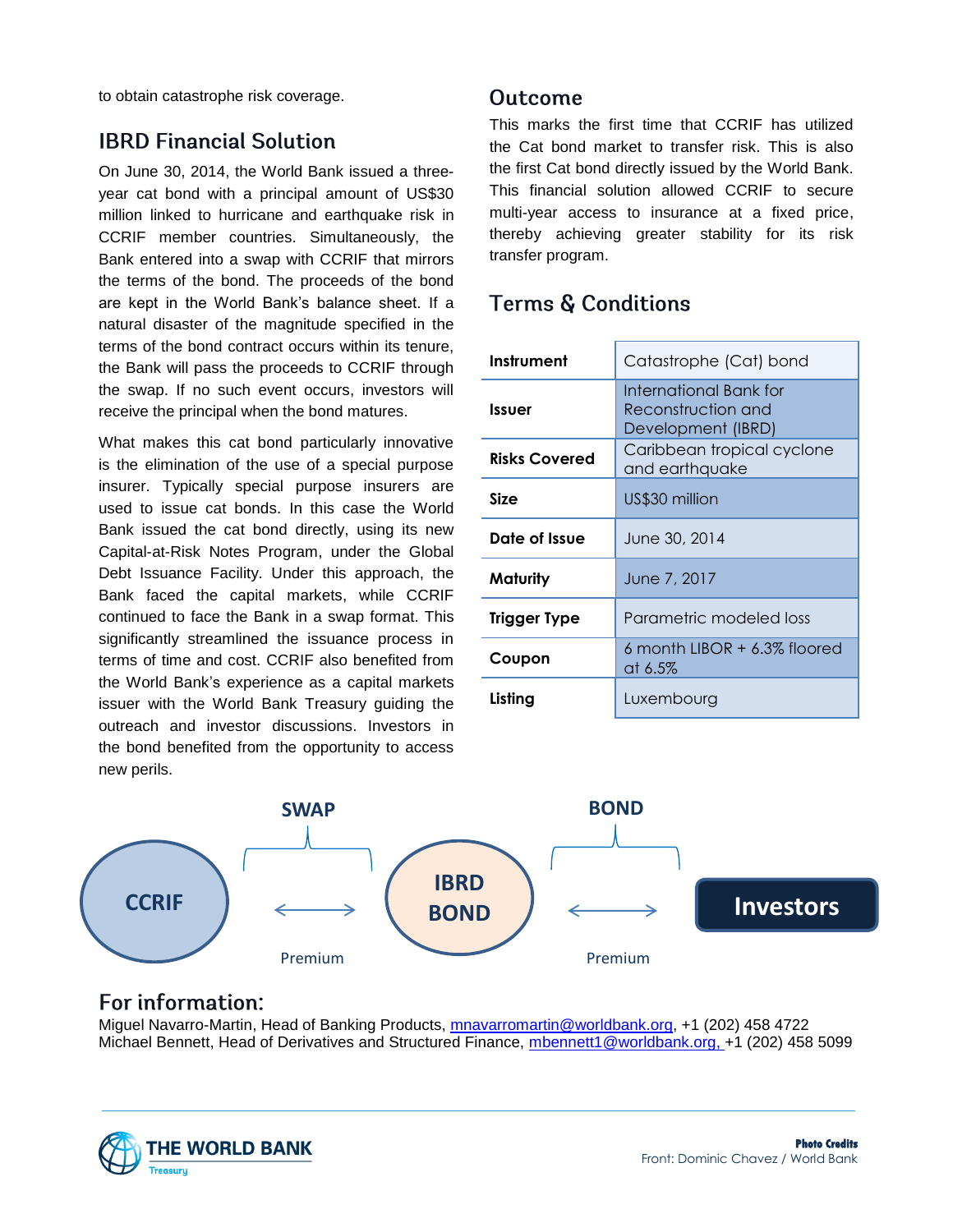to obtain catastrophe risk coverage.

## IBRD Financial Solution

On June 30, 2014, the World Bank issued a three-year cat bond with a principal amount of US$30 million linked to hurricane and earthquake risk in CCRIF member countries. Simultaneously, the Bank entered into a swap with CCRIF that mirrors the terms of the bond. The proceeds of the bond are kept in the World Bank's balance sheet. If a natural disaster of the magnitude specified in the terms of the bond contract occurs within its tenure, the Bank will pass the proceeds to CCRIF through the swap. If no such event occurs, investors will receive the principal when the bond matures.

What makes this cat bond particularly innovative is the elimination of the use of a special purpose insurer. Typically special purpose insurers are used to issue cat bonds. In this case the World Bank issued the cat bond directly, using its new Capital-at-Risk Notes Program, under the Global Debt Issuance Facility. Under this approach, the Bank faced the capital markets, while CCRIF continued to face the Bank in a swap format. This significantly streamlined the issuance process in terms of time and cost. CCRIF also benefited from the World Bank's experience as a capital markets issuer with the World Bank Treasury guiding the outreach and investor discussions. Investors in the bond benefited from the opportunity to access new perils.

## Outcome

This marks the first time that CCRIF has utilized the Cat bond market to transfer risk. This is also the first Cat bond directly issued by the World Bank. This financial solution allowed CCRIF to secure multi-year access to insurance at a fixed price, thereby achieving greater stability for its risk transfer program.

## Terms & Conditions

| | |
|---|---|
| **Instrument** | Catastrophe (Cat) bond |
| **Issuer** | International Bank for Reconstruction and Development (IBRD) |
| **Risks Covered** | Caribbean tropical cyclone and earthquake |
| **Size** | US$30 million |
| **Date of Issue** | June 30, 2014 |
| **Maturity** | June 7, 2017 |
| **Trigger Type** | Parametric modeled loss |
| **Coupon** | 6 month LIBOR + 6.3% floored at 6.5% |
| **Listing** | Luxembourg |

SWAP

BOND

CCRIF

IBRD BOND

Investors

Premium

Premium

## For information:

Miguel Navarro-Martin, Head of Banking Products, mnavarromartin@worldbank.org, +1 (202) 458 4722
Michael Bennett, Head of Derivatives and Structured Finance, mbennett1@worldbank.org, +1 (202) 458 5099

THE WORLD BANK Treasury

**Photo Credits**
Front: Dominic Chavez / World Bank